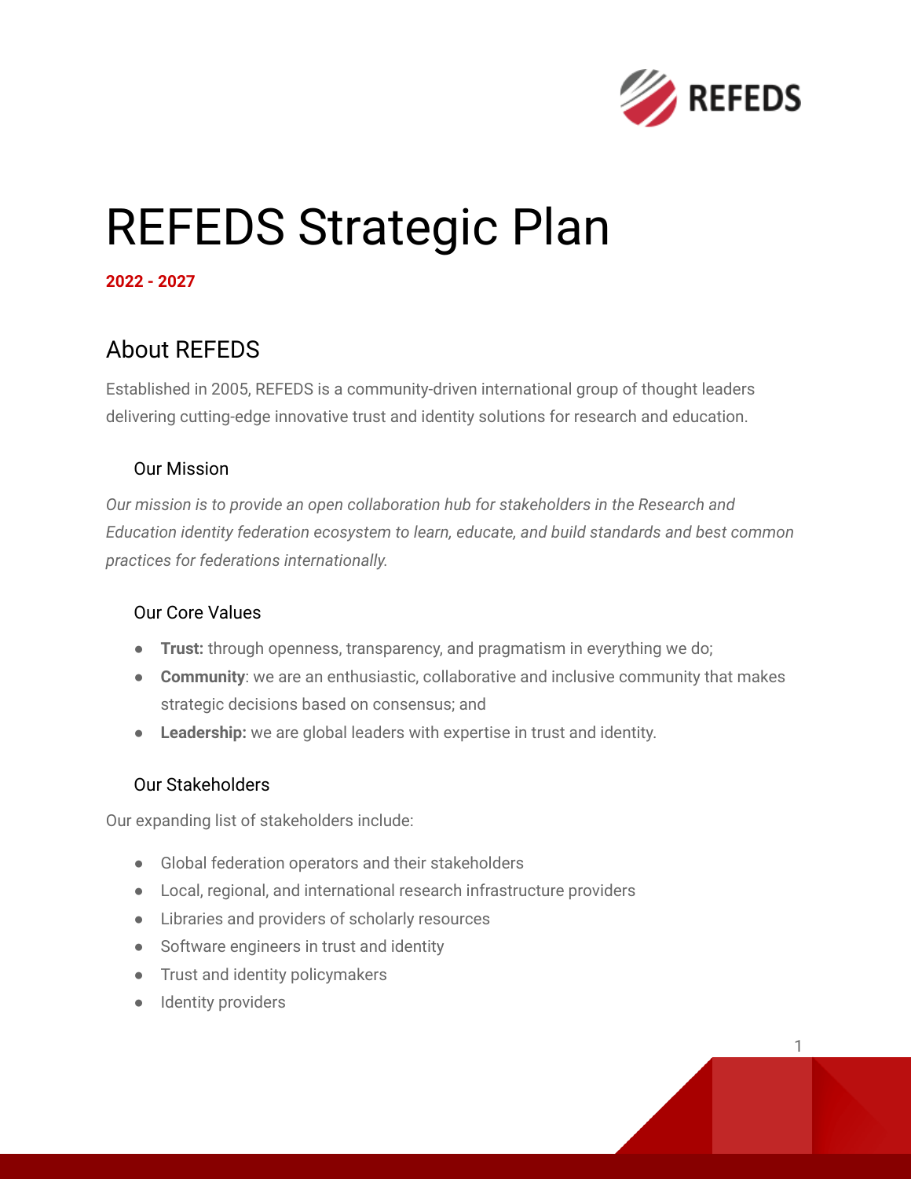# REFEDS Strategic Plan

**2022 - 2027**

## About REFEDS

Established in 2005, REFEDS is a community-driven international group of thought leaders delivering cutting-edge innovative trust and identity solutions for research and education.

### Our Mission

*Our mission is to provide an open collaboration hub for stakeholders in the Research and Education identity federation ecosystem to learn, educate, and build standards and best common practices for federations internationally.*

### Our Core Values

- **Trust:** through openness, transparency, and pragmatism in everything we do;
- **Community**: we are an enthusiastic, collaborative and inclusive community that makes strategic decisions based on consensus; and
- **Leadership:** we are global leaders with expertise in trust and identity.

### Our Stakeholders

Our expanding list of stakeholders include:

- Global federation operators and their stakeholders
- Local, regional, and international research infrastructure providers
- Libraries and providers of scholarly resources
- Software engineers in trust and identity
- Trust and identity policymakers
- Identity providers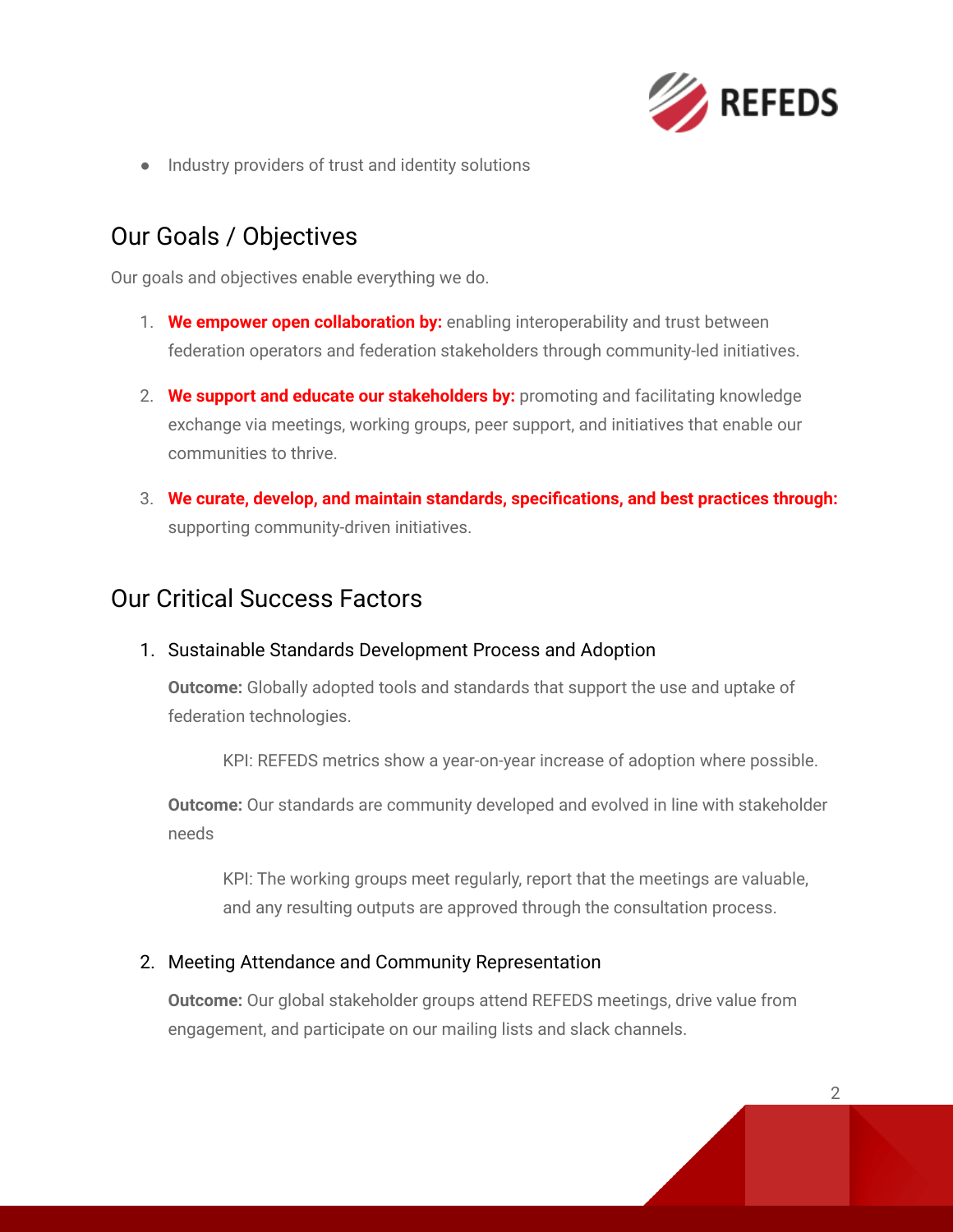- Industry providers of trust and identity solutions

## Our Goals / Objectives

Our goals and objectives enable everything we do.

1. **We empower open collaboration by:** enabling interoperability and trust between federation operators and federation stakeholders through community-led initiatives.
2. **We support and educate our stakeholders by:** promoting and facilitating knowledge exchange via meetings, working groups, peer support, and initiatives that enable our communities to thrive.
3. **We curate, develop, and maintain standards, specifications, and best practices through:** supporting community-driven initiatives.

## Our Critical Success Factors

1. Sustainable Standards Development Process and Adoption

   **Outcome:** Globally adopted tools and standards that support the use and uptake of federation technologies.

   > KPI: REFEDS metrics show a year-on-year increase of adoption where possible.

   **Outcome:** Our standards are community developed and evolved in line with stakeholder needs

   > KPI: The working groups meet regularly, report that the meetings are valuable, and any resulting outputs are approved through the consultation process.

2. Meeting Attendance and Community Representation

   **Outcome:** Our global stakeholder groups attend REFEDS meetings, drive value from engagement, and participate on our mailing lists and slack channels.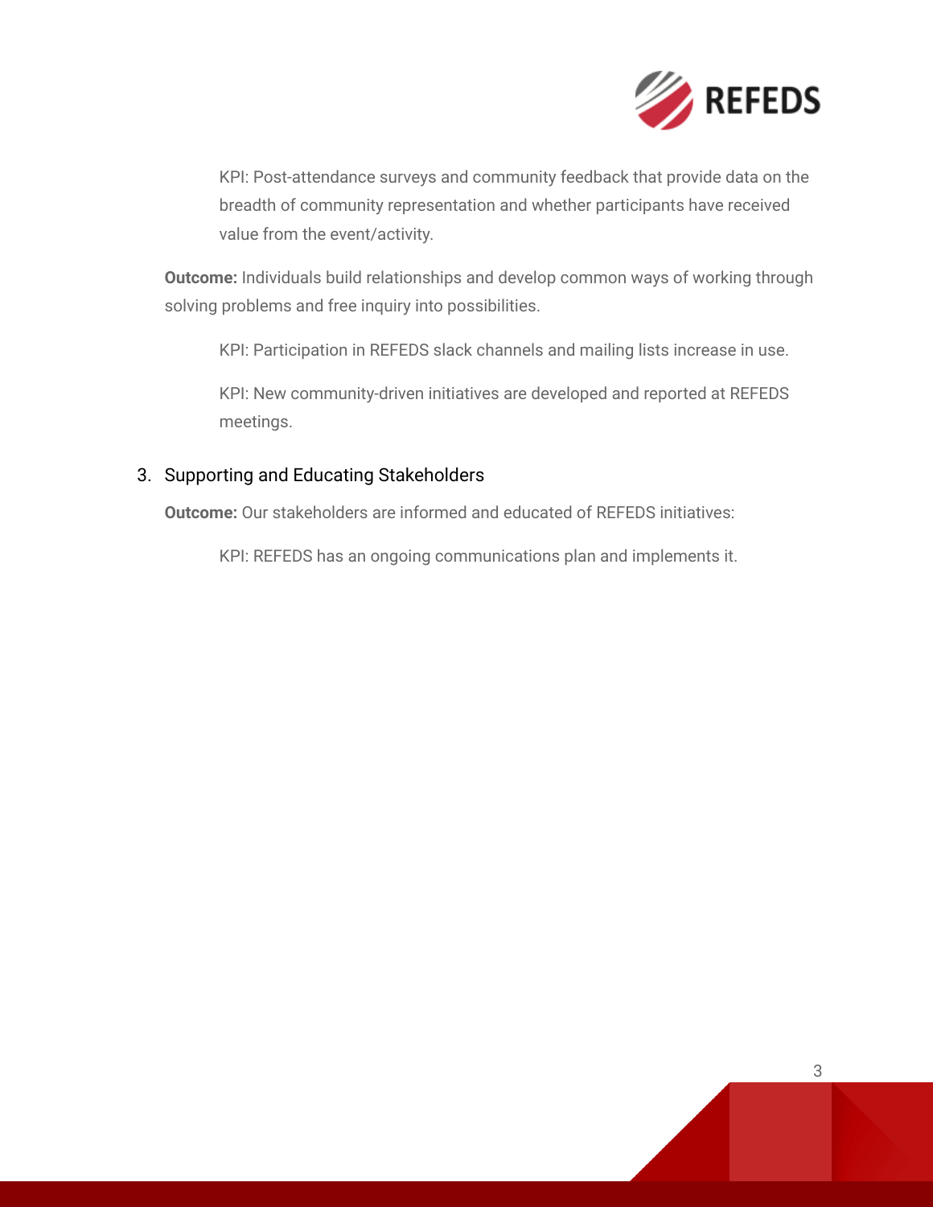KPI: Post-attendance surveys and community feedback that provide data on the breadth of community representation and whether participants have received value from the event/activity.

**Outcome:** Individuals build relationships and develop common ways of working through solving problems and free inquiry into possibilities.

KPI: Participation in REFEDS slack channels and mailing lists increase in use.

KPI: New community-driven initiatives are developed and reported at REFEDS meetings.

3. Supporting and Educating Stakeholders

**Outcome:** Our stakeholders are informed and educated of REFEDS initiatives:

KPI: REFEDS has an ongoing communications plan and implements it.